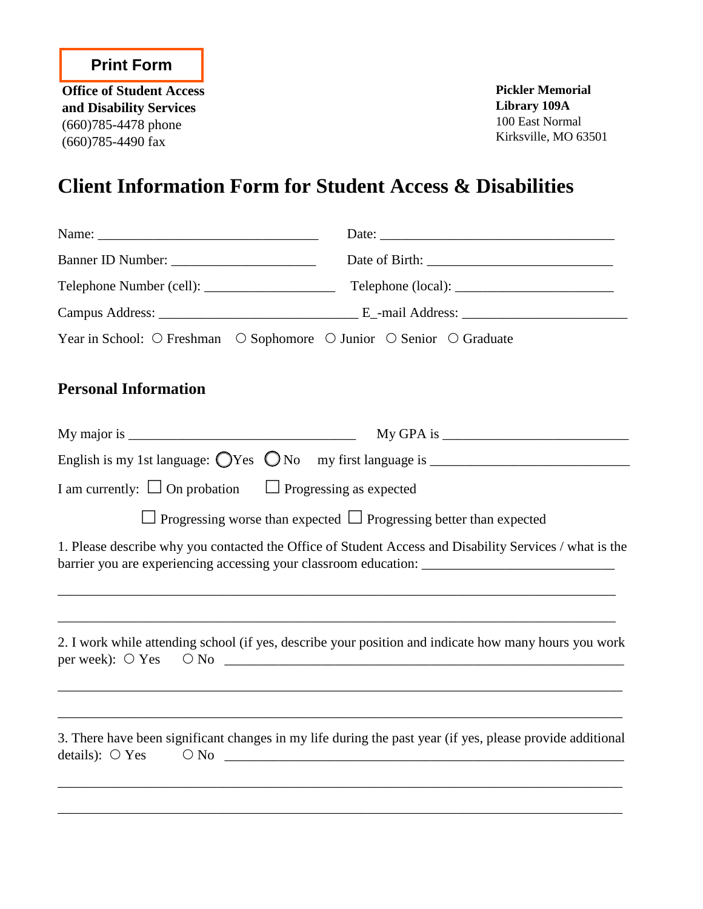Print Form

**Office of Student Access and Disability Services**
(660)785-4478 phone
(660)785-4490 fax

**Pickler Memorial Library 109A**
100 East Normal
Kirksville, MO 63501

# Client Information Form for Student Access & Disabilities

Name: ________________________________ Date: __________________________________

Banner ID Number: _____________________ Date of Birth: ___________________________

Telephone Number (cell): ___________________ Telephone (local): _______________________

Campus Address: _____________________________ E_-mail Address: _______________________

Year in School: ○ Freshman ○ Sophomore ○ Junior ○ Senior ○ Graduate

## Personal Information

My major is _________________________________ My GPA is ___________________________

English is my 1st language: ○ Yes ○ No my first language is ____________________________

I am currently: ☐ On probation ☐ Progressing as expected

☐ Progressing worse than expected ☐ Progressing better than expected

1. Please describe why you contacted the Office of Student Access and Disability Services / what is the barrier you are experiencing accessing your classroom education: ___________________________

___________________________________________________________________________________

___________________________________________________________________________________

2. I work while attending school (if yes, describe your position and indicate how many hours you work per week): ○ Yes ○ No ____________________________________________________________

___________________________________________________________________________________

___________________________________________________________________________________

3. There have been significant changes in my life during the past year (if yes, please provide additional details): ○ Yes ○ No ____________________________________________________________

___________________________________________________________________________________

___________________________________________________________________________________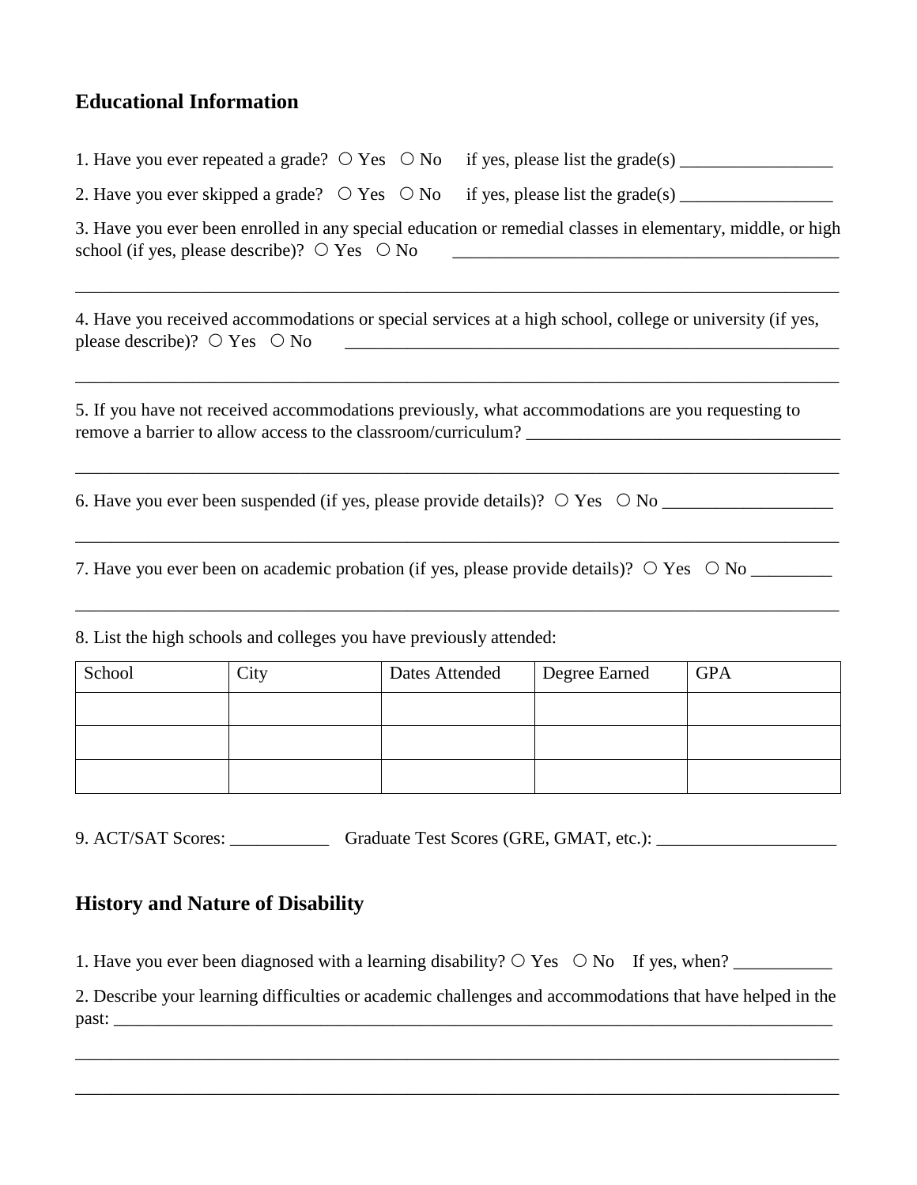## Educational Information

1. Have you ever repeated a grade? ○ Yes ○ No if yes, please list the grade(s) _________________

2. Have you ever skipped a grade? ○ Yes ○ No if yes, please list the grade(s) _________________

3. Have you ever been enrolled in any special education or remedial classes in elementary, middle, or high school (if yes, please describe)? ○ Yes ○ No _____________________________________________

_________________________________________________________________________________________

4. Have you received accommodations or special services at a high school, college or university (if yes, please describe)? ○ Yes ○ No ________________________________________________________

_________________________________________________________________________________________

5. If you have not received accommodations previously, what accommodations are you requesting to remove a barrier to allow access to the classroom/curriculum? ___________________________________

_________________________________________________________________________________________

6. Have you ever been suspended (if yes, please provide details)? ○ Yes ○ No ___________________

_________________________________________________________________________________________

7. Have you ever been on academic probation (if yes, please provide details)? ○ Yes ○ No _________

_________________________________________________________________________________________

8. List the high schools and colleges you have previously attended:

| School | City | Dates Attended | Degree Earned | GPA |
|---|---|---|---|---|
| | | | | |
| | | | | |
| | | | | |

9. ACT/SAT Scores: ___________ Graduate Test Scores (GRE, GMAT, etc.): ____________________

## History and Nature of Disability

1. Have you ever been diagnosed with a learning disability? ○ Yes ○ No If yes, when? ___________

2. Describe your learning difficulties or academic challenges and accommodations that have helped in the past: _____________________________________________________________________________________

_________________________________________________________________________________________

_________________________________________________________________________________________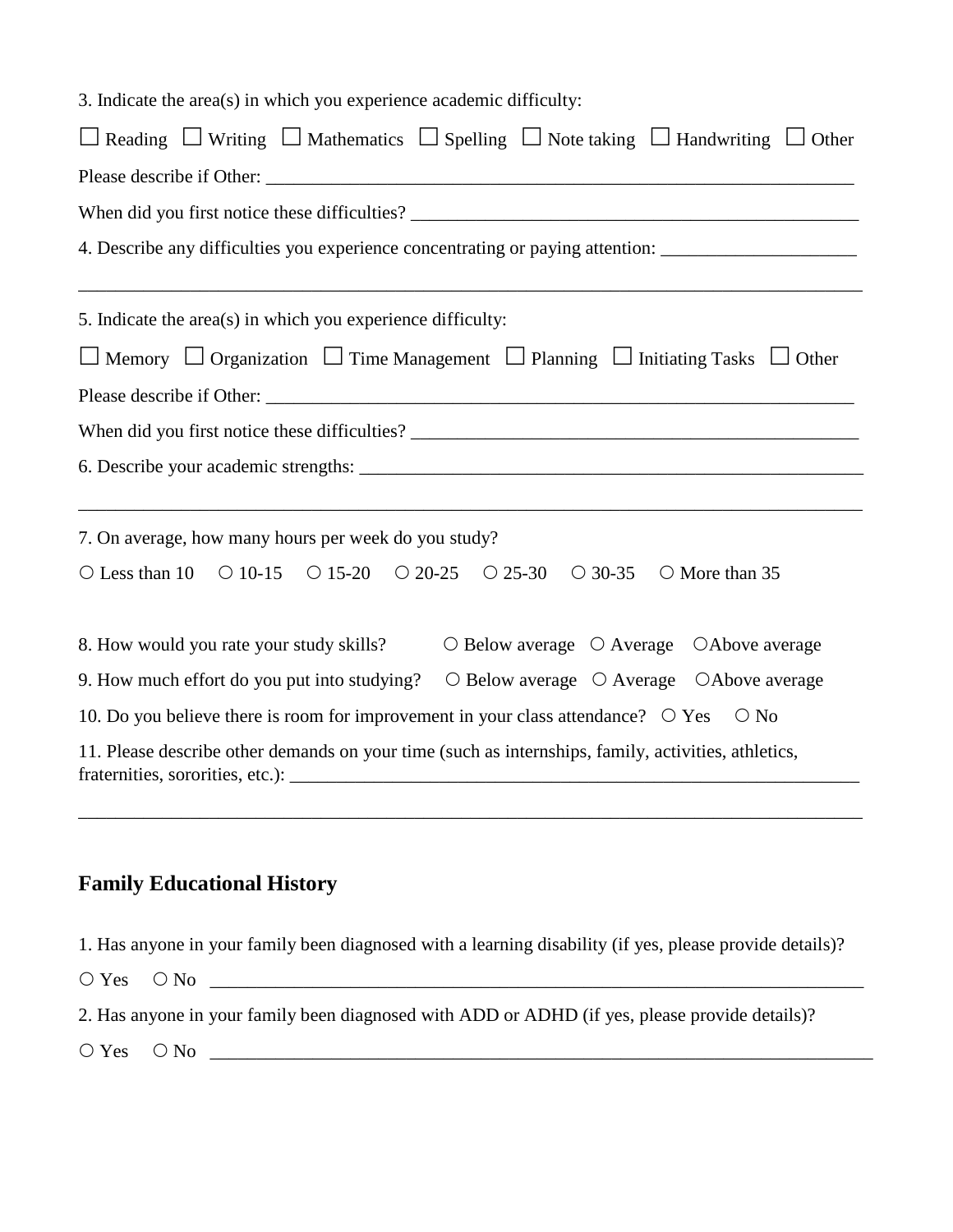3. Indicate the area(s) in which you experience academic difficulty:

☐ Reading ☐ Writing ☐ Mathematics ☐ Spelling ☐ Note taking ☐ Handwriting ☐ Other

Please describe if Other: ____________________________________________________________

When did you first notice these difficulties? _____________________________________________

4. Describe any difficulties you experience concentrating or paying attention: ____________________

______________________________________________________________________________

5. Indicate the area(s) in which you experience difficulty:

☐ Memory ☐ Organization ☐ Time Management ☐ Planning ☐ Initiating Tasks ☐ Other

Please describe if Other: ____________________________________________________________

When did you first notice these difficulties? _____________________________________________

6. Describe your academic strengths: ____________________________________________________

______________________________________________________________________________

7. On average, how many hours per week do you study?

○ Less than 10 ○ 10-15 ○ 15-20 ○ 20-25 ○ 25-30 ○ 30-35 ○ More than 35

8. How would you rate your study skills? ○ Below average ○ Average ○ Above average

9. How much effort do you put into studying? ○ Below average ○ Average ○ Above average

10. Do you believe there is room for improvement in your class attendance? ○ Yes ○ No

11. Please describe other demands on your time (such as internships, family, activities, athletics, fraternities, sororities, etc.): ____________________________________________________________

______________________________________________________________________________

## Family Educational History

1. Has anyone in your family been diagnosed with a learning disability (if yes, please provide details)?

○ Yes ○ No ______________________________________________________________________

2. Has anyone in your family been diagnosed with ADD or ADHD (if yes, please provide details)?

○ Yes ○ No ______________________________________________________________________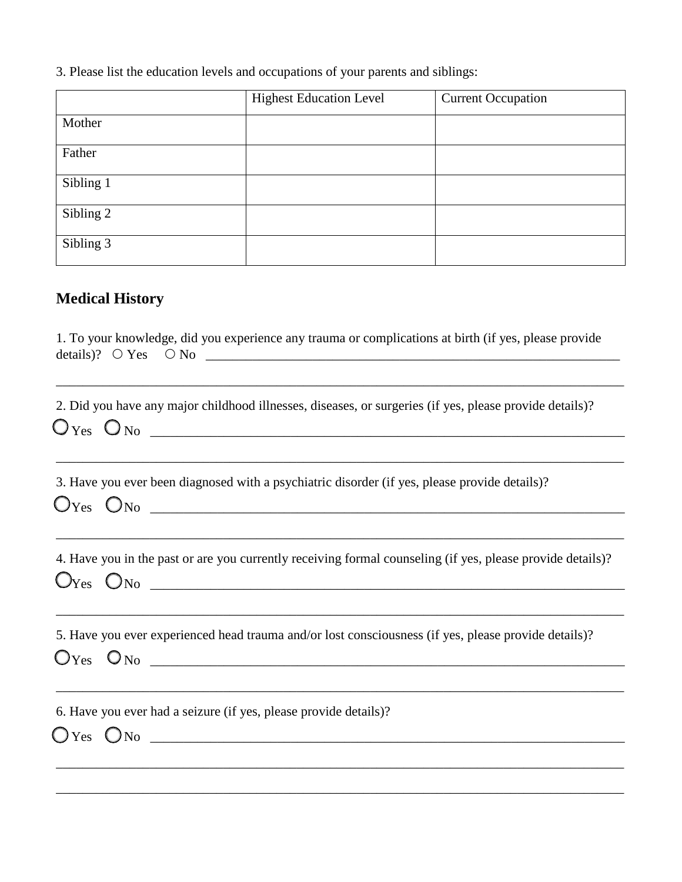3. Please list the education levels and occupations of your parents and siblings:

| | Highest Education Level | Current Occupation |
|---|---|---|
| Mother | | |
| Father | | |
| Sibling 1 | | |
| Sibling 2 | | |
| Sibling 3 | | |

## Medical History

1. To your knowledge, did you experience any trauma or complications at birth (if yes, please provide details)? ○ Yes ○ No ________________________________________________________________

________________________________________________________________________________

2. Did you have any major childhood illnesses, diseases, or surgeries (if yes, please provide details)?

○ Yes ○ No ________________________________________________________________________

________________________________________________________________________________

3. Have you ever been diagnosed with a psychiatric disorder (if yes, please provide details)?

○ Yes ○ No ________________________________________________________________________

________________________________________________________________________________

4. Have you in the past or are you currently receiving formal counseling (if yes, please provide details)?

○ Yes ○ No ________________________________________________________________________

________________________________________________________________________________

5. Have you ever experienced head trauma and/or lost consciousness (if yes, please provide details)?

○ Yes ○ No ________________________________________________________________________

________________________________________________________________________________

6. Have you ever had a seizure (if yes, please provide details)?

○ Yes ○ No ________________________________________________________________________

________________________________________________________________________________

________________________________________________________________________________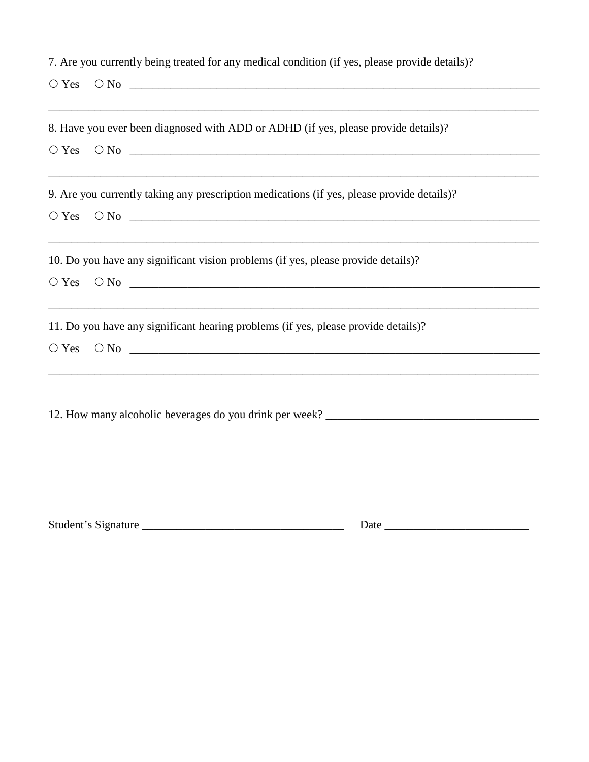7. Are you currently being treated for any medical condition (if yes, please provide details)?

○ Yes ○ No ___________________________________________________________________________

_______________________________________________________________________________________

8. Have you ever been diagnosed with ADD or ADHD (if yes, please provide details)?

○ Yes ○ No ___________________________________________________________________________

_______________________________________________________________________________________

9. Are you currently taking any prescription medications (if yes, please provide details)?

○ Yes ○ No ___________________________________________________________________________

_______________________________________________________________________________________

10. Do you have any significant vision problems (if yes, please provide details)?

○ Yes ○ No ___________________________________________________________________________

_______________________________________________________________________________________

11. Do you have any significant hearing problems (if yes, please provide details)?

○ Yes ○ No ___________________________________________________________________________

_______________________________________________________________________________________

12. How many alcoholic beverages do you drink per week? _____________________________________

Student's Signature ____________________________________ Date _________________________